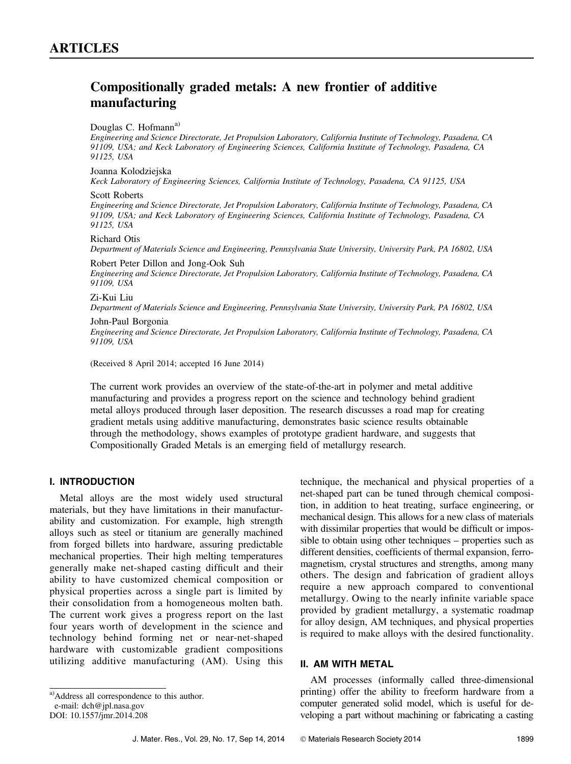# ARTICLES

## Compositionally graded metals: A new frontier of additive manufacturing

Douglas C. Hofmann[a)]
*Engineering and Science Directorate, Jet Propulsion Laboratory, California Institute of Technology, Pasadena, CA 91109, USA; and Keck Laboratory of Engineering Sciences, California Institute of Technology, Pasadena, CA 91125, USA*

Joanna Kolodziejska
*Keck Laboratory of Engineering Sciences, California Institute of Technology, Pasadena, CA 91125, USA*

Scott Roberts
*Engineering and Science Directorate, Jet Propulsion Laboratory, California Institute of Technology, Pasadena, CA 91109, USA; and Keck Laboratory of Engineering Sciences, California Institute of Technology, Pasadena, CA 91125, USA*

Richard Otis
*Department of Materials Science and Engineering, Pennsylvania State University, University Park, PA 16802, USA*

Robert Peter Dillon and Jong-Ook Suh
*Engineering and Science Directorate, Jet Propulsion Laboratory, California Institute of Technology, Pasadena, CA 91109, USA*

Zi-Kui Liu
*Department of Materials Science and Engineering, Pennsylvania State University, University Park, PA 16802, USA*

John-Paul Borgonia
*Engineering and Science Directorate, Jet Propulsion Laboratory, California Institute of Technology, Pasadena, CA 91109, USA*

(Received 8 April 2014; accepted 16 June 2014)

The current work provides an overview of the state-of-the-art in polymer and metal additive manufacturing and provides a progress report on the science and technology behind gradient metal alloys produced through laser deposition. The research discusses a road map for creating gradient metals using additive manufacturing, demonstrates basic science results obtainable through the methodology, shows examples of prototype gradient hardware, and suggests that Compositionally Graded Metals is an emerging field of metallurgy research.

### I. INTRODUCTION

Metal alloys are the most widely used structural materials, but they have limitations in their manufacturability and customization. For example, high strength alloys such as steel or titanium are generally machined from forged billets into hardware, assuring predictable mechanical properties. Their high melting temperatures generally make net-shaped casting difficult and their ability to have customized chemical composition or physical properties across a single part is limited by their consolidation from a homogeneous molten bath. The current work gives a progress report on the last four years worth of development in the science and technology behind forming net or near-net-shaped hardware with customizable gradient compositions utilizing additive manufacturing (AM). Using this technique, the mechanical and physical properties of a net-shaped part can be tuned through chemical composition, in addition to heat treating, surface engineering, or mechanical design. This allows for a new class of materials with dissimilar properties that would be difficult or impossible to obtain using other techniques – properties such as different densities, coefficients of thermal expansion, ferromagnetism, crystal structures and strengths, among many others. The design and fabrication of gradient alloys require a new approach compared to conventional metallurgy. Owing to the nearly infinite variable space provided by gradient metallurgy, a systematic roadmap for alloy design, AM techniques, and physical properties is required to make alloys with the desired functionality.

### II. AM WITH METAL

AM processes (informally called three-dimensional printing) offer the ability to freeform hardware from a computer generated solid model, which is useful for developing a part without machining or fabricating a casting

[a)]Address all correspondence to this author.
e-mail: dch@jpl.nasa.gov
DOI: 10.1557/jmr.2014.208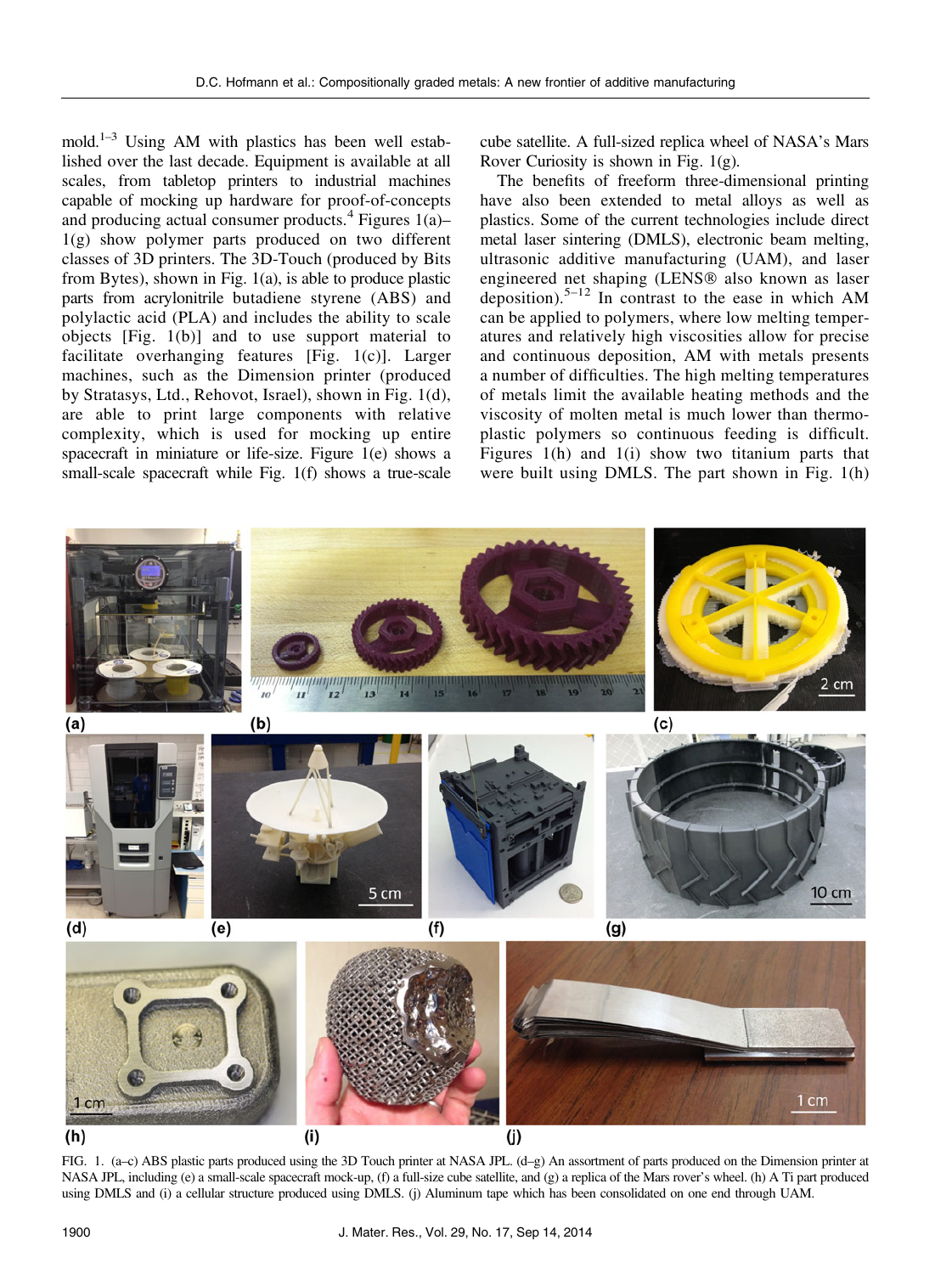mold.[1–3] Using AM with plastics has been well established over the last decade. Equipment is available at all scales, from tabletop printers to industrial machines capable of mocking up hardware for proof-of-concepts and producing actual consumer products.[4] Figures 1(a)–1(g) show polymer parts produced on two different classes of 3D printers. The 3D-Touch (produced by Bits from Bytes), shown in Fig. 1(a), is able to produce plastic parts from acrylonitrile butadiene styrene (ABS) and polylactic acid (PLA) and includes the ability to scale objects [Fig. 1(b)] and to use support material to facilitate overhanging features [Fig. 1(c)]. Larger machines, such as the Dimension printer (produced by Stratasys, Ltd., Rehovot, Israel), shown in Fig. 1(d), are able to print large components with relative complexity, which is used for mocking up entire spacecraft in miniature or life-size. Figure 1(e) shows a small-scale spacecraft while Fig. 1(f) shows a true-scale cube satellite. A full-sized replica wheel of NASA's Mars Rover Curiosity is shown in Fig. 1(g).

The benefits of freeform three-dimensional printing have also been extended to metal alloys as well as plastics. Some of the current technologies include direct metal laser sintering (DMLS), electronic beam melting, ultrasonic additive manufacturing (UAM), and laser engineered net shaping (LENS® also known as laser deposition).[5–12] In contrast to the ease in which AM can be applied to polymers, where low melting temperatures and relatively high viscosities allow for precise and continuous deposition, AM with metals presents a number of difficulties. The high melting temperatures of metals limit the available heating methods and the viscosity of molten metal is much lower than thermoplastic polymers so continuous feeding is difficult. Figures 1(h) and 1(i) show two titanium parts that were built using DMLS. The part shown in Fig. 1(h)

FIG. 1. (a–c) ABS plastic parts produced using the 3D Touch printer at NASA JPL. (d–g) An assortment of parts produced on the Dimension printer at NASA JPL, including (e) a small-scale spacecraft mock-up, (f) a full-size cube satellite, and (g) a replica of the Mars rover's wheel. (h) A Ti part produced using DMLS and (i) a cellular structure produced using DMLS. (j) Aluminum tape which has been consolidated on one end through UAM.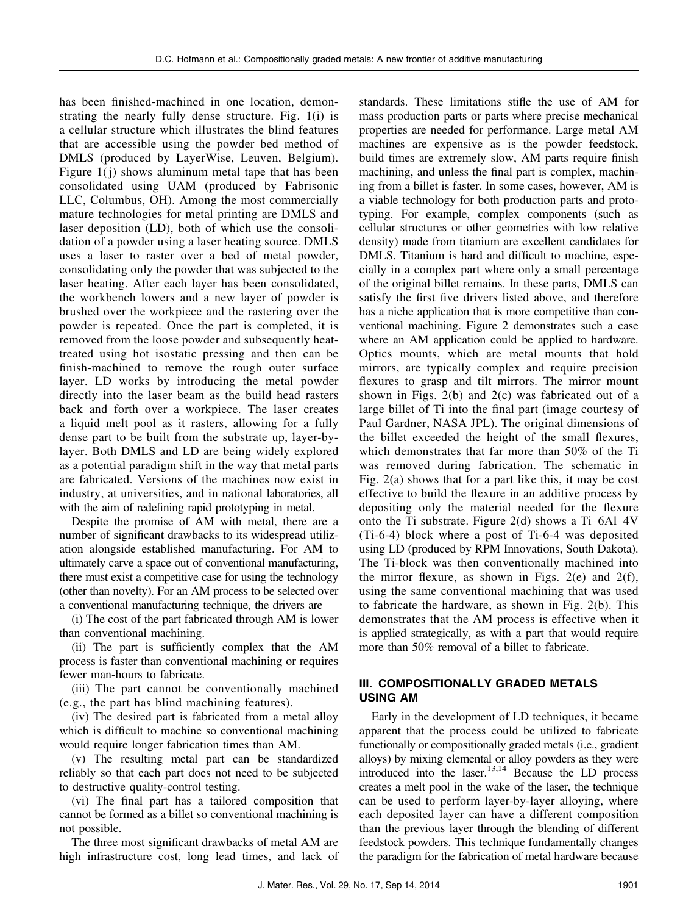has been finished-machined in one location, demonstrating the nearly fully dense structure. Fig. 1(i) is a cellular structure which illustrates the blind features that are accessible using the powder bed method of DMLS (produced by LayerWise, Leuven, Belgium). Figure 1(j) shows aluminum metal tape that has been consolidated using UAM (produced by Fabrisonic LLC, Columbus, OH). Among the most commercially mature technologies for metal printing are DMLS and laser deposition (LD), both of which use the consolidation of a powder using a laser heating source. DMLS uses a laser to raster over a bed of metal powder, consolidating only the powder that was subjected to the laser heating. After each layer has been consolidated, the workbench lowers and a new layer of powder is brushed over the workpiece and the rastering over the powder is repeated. Once the part is completed, it is removed from the loose powder and subsequently heat-treated using hot isostatic pressing and then can be finish-machined to remove the rough outer surface layer. LD works by introducing the metal powder directly into the laser beam as the build head rasters back and forth over a workpiece. The laser creates a liquid melt pool as it rasters, allowing for a fully dense part to be built from the substrate up, layer-by-layer. Both DMLS and LD are being widely explored as a potential paradigm shift in the way that metal parts are fabricated. Versions of the machines now exist in industry, at universities, and in national laboratories, all with the aim of redefining rapid prototyping in metal.

Despite the promise of AM with metal, there are a number of significant drawbacks to its widespread utilization alongside established manufacturing. For AM to ultimately carve a space out of conventional manufacturing, there must exist a competitive case for using the technology (other than novelty). For an AM process to be selected over a conventional manufacturing technique, the drivers are

(i) The cost of the part fabricated through AM is lower than conventional machining.

(ii) The part is sufficiently complex that the AM process is faster than conventional machining or requires fewer man-hours to fabricate.

(iii) The part cannot be conventionally machined (e.g., the part has blind machining features).

(iv) The desired part is fabricated from a metal alloy which is difficult to machine so conventional machining would require longer fabrication times than AM.

(v) The resulting metal part can be standardized reliably so that each part does not need to be subjected to destructive quality-control testing.

(vi) The final part has a tailored composition that cannot be formed as a billet so conventional machining is not possible.

The three most significant drawbacks of metal AM are high infrastructure cost, long lead times, and lack of standards. These limitations stifle the use of AM for mass production parts or parts where precise mechanical properties are needed for performance. Large metal AM machines are expensive as is the powder feedstock, build times are extremely slow, AM parts require finish machining, and unless the final part is complex, machining from a billet is faster. In some cases, however, AM is a viable technology for both production parts and prototyping. For example, complex components (such as cellular structures or other geometries with low relative density) made from titanium are excellent candidates for DMLS. Titanium is hard and difficult to machine, especially in a complex part where only a small percentage of the original billet remains. In these parts, DMLS can satisfy the first five drivers listed above, and therefore has a niche application that is more competitive than conventional machining. Figure 2 demonstrates such a case where an AM application could be applied to hardware. Optics mounts, which are metal mounts that hold mirrors, are typically complex and require precision flexures to grasp and tilt mirrors. The mirror mount shown in Figs. 2(b) and 2(c) was fabricated out of a large billet of Ti into the final part (image courtesy of Paul Gardner, NASA JPL). The original dimensions of the billet exceeded the height of the small flexures, which demonstrates that far more than 50% of the Ti was removed during fabrication. The schematic in Fig. 2(a) shows that for a part like this, it may be cost effective to build the flexure in an additive process by depositing only the material needed for the flexure onto the Ti substrate. Figure 2(d) shows a Ti–6Al–4V (Ti-6-4) block where a post of Ti-6-4 was deposited using LD (produced by RPM Innovations, South Dakota). The Ti-block was then conventionally machined into the mirror flexure, as shown in Figs. 2(e) and 2(f), using the same conventional machining that was used to fabricate the hardware, as shown in Fig. 2(b). This demonstrates that the AM process is effective when it is applied strategically, as with a part that would require more than 50% removal of a billet to fabricate.

## III. COMPOSITIONALLY GRADED METALS USING AM

Early in the development of LD techniques, it became apparent that the process could be utilized to fabricate functionally or compositionally graded metals (i.e., gradient alloys) by mixing elemental or alloy powders as they were introduced into the laser.[13,14] Because the LD process creates a melt pool in the wake of the laser, the technique can be used to perform layer-by-layer alloying, where each deposited layer can have a different composition than the previous layer through the blending of different feedstock powders. This technique fundamentally changes the paradigm for the fabrication of metal hardware because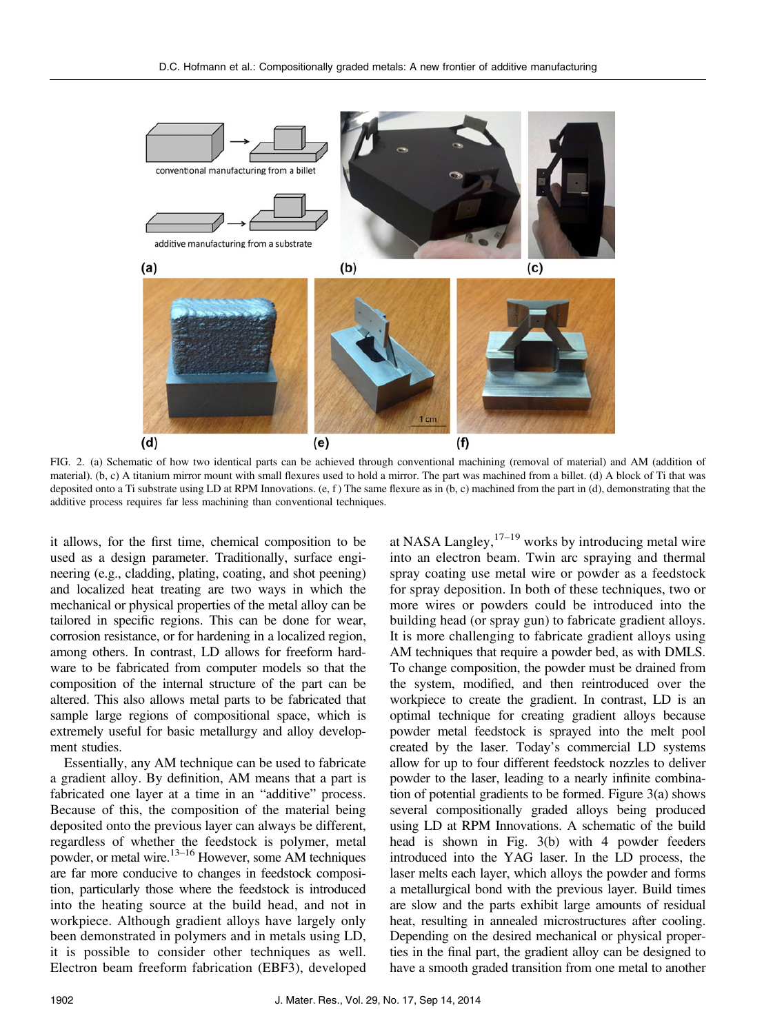FIG. 2. (a) Schematic of how two identical parts can be achieved through conventional machining (removal of material) and AM (addition of material). (b, c) A titanium mirror mount with small flexures used to hold a mirror. The part was machined from a billet. (d) A block of Ti that was deposited onto a Ti substrate using LD at RPM Innovations. (e, f) The same flexure as in (b, c) machined from the part in (d), demonstrating that the additive process requires far less machining than conventional techniques.

it allows, for the first time, chemical composition to be used as a design parameter. Traditionally, surface engineering (e.g., cladding, plating, coating, and shot peening) and localized heat treating are two ways in which the mechanical or physical properties of the metal alloy can be tailored in specific regions. This can be done for wear, corrosion resistance, or for hardening in a localized region, among others. In contrast, LD allows for freeform hardware to be fabricated from computer models so that the composition of the internal structure of the part can be altered. This also allows metal parts to be fabricated that sample large regions of compositional space, which is extremely useful for basic metallurgy and alloy development studies.

Essentially, any AM technique can be used to fabricate a gradient alloy. By definition, AM means that a part is fabricated one layer at a time in an "additive" process. Because of this, the composition of the material being deposited onto the previous layer can always be different, regardless of whether the feedstock is polymer, metal powder, or metal wire.[13–16] However, some AM techniques are far more conducive to changes in feedstock composition, particularly those where the feedstock is introduced into the heating source at the build head, and not in workpiece. Although gradient alloys have largely only been demonstrated in polymers and in metals using LD, it is possible to consider other techniques as well. Electron beam freeform fabrication (EBF3), developed at NASA Langley,[17–19] works by introducing metal wire into an electron beam. Twin arc spraying and thermal spray coating use metal wire or powder as a feedstock for spray deposition. In both of these techniques, two or more wires or powders could be introduced into the building head (or spray gun) to fabricate gradient alloys. It is more challenging to fabricate gradient alloys using AM techniques that require a powder bed, as with DMLS. To change composition, the powder must be drained from the system, modified, and then reintroduced over the workpiece to create the gradient. In contrast, LD is an optimal technique for creating gradient alloys because powder metal feedstock is sprayed into the melt pool created by the laser. Today's commercial LD systems allow for up to four different feedstock nozzles to deliver powder to the laser, leading to a nearly infinite combination of potential gradients to be formed. Figure 3(a) shows several compositionally graded alloys being produced using LD at RPM Innovations. A schematic of the build head is shown in Fig. 3(b) with 4 powder feeders introduced into the YAG laser. In the LD process, the laser melts each layer, which alloys the powder and forms a metallurgical bond with the previous layer. Build times are slow and the parts exhibit large amounts of residual heat, resulting in annealed microstructures after cooling. Depending on the desired mechanical or physical properties in the final part, the gradient alloy can be designed to have a smooth graded transition from one metal to another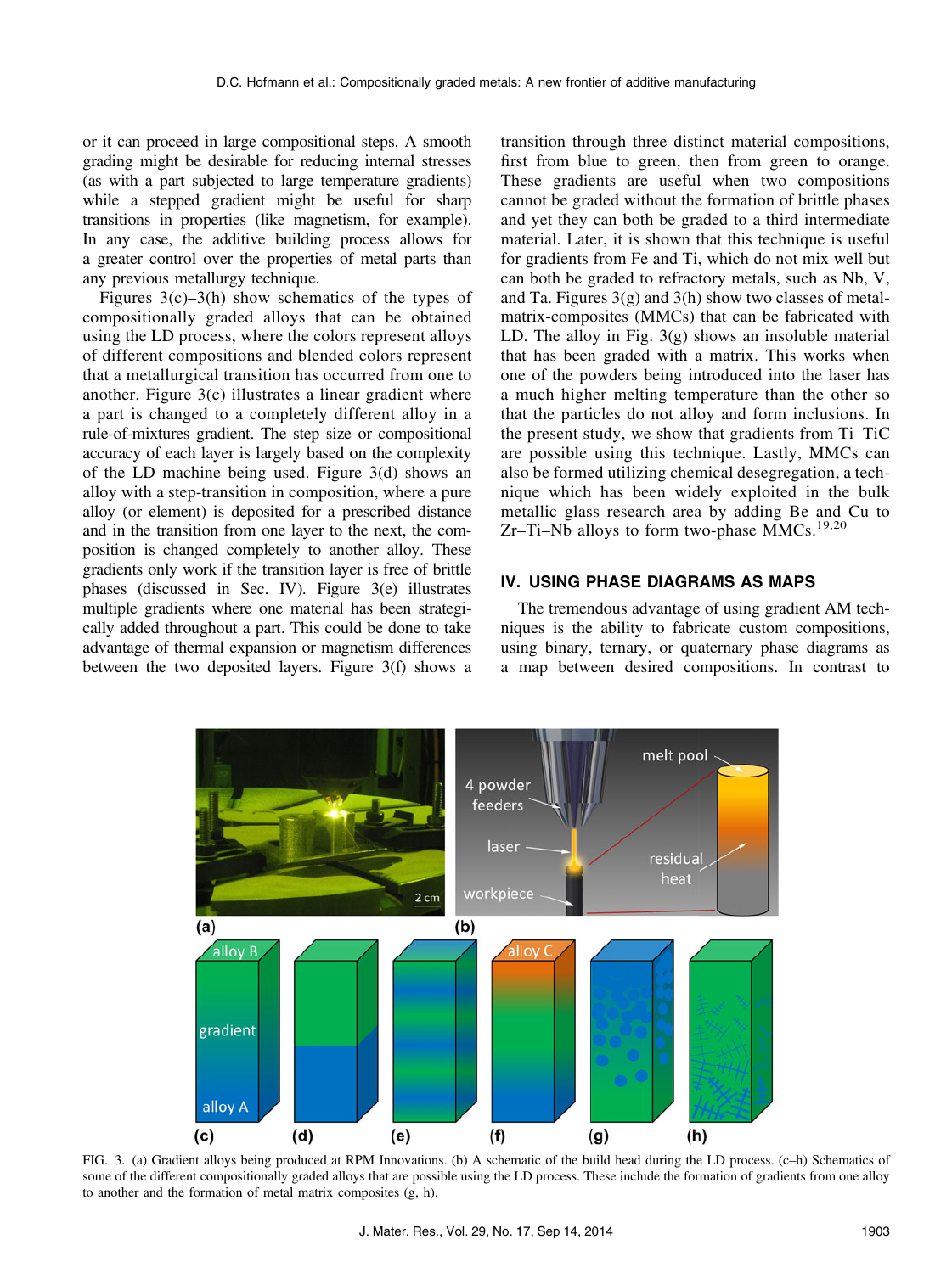or it can proceed in large compositional steps. A smooth grading might be desirable for reducing internal stresses (as with a part subjected to large temperature gradients) while a stepped gradient might be useful for sharp transitions in properties (like magnetism, for example). In any case, the additive building process allows for a greater control over the properties of metal parts than any previous metallurgy technique.

Figures 3(c)–3(h) show schematics of the types of compositionally graded alloys that can be obtained using the LD process, where the colors represent alloys of different compositions and blended colors represent that a metallurgical transition has occurred from one to another. Figure 3(c) illustrates a linear gradient where a part is changed to a completely different alloy in a rule-of-mixtures gradient. The step size or compositional accuracy of each layer is largely based on the complexity of the LD machine being used. Figure 3(d) shows an alloy with a step-transition in composition, where a pure alloy (or element) is deposited for a prescribed distance and in the transition from one layer to the next, the composition is changed completely to another alloy. These gradients only work if the transition layer is free of brittle phases (discussed in Sec. IV). Figure 3(e) illustrates multiple gradients where one material has been strategically added throughout a part. This could be done to take advantage of thermal expansion or magnetism differences between the two deposited layers. Figure 3(f) shows a transition through three distinct material compositions, first from blue to green, then from green to orange. These gradients are useful when two compositions cannot be graded without the formation of brittle phases and yet they can both be graded to a third intermediate material. Later, it is shown that this technique is useful for gradients from Fe and Ti, which do not mix well but can both be graded to refractory metals, such as Nb, V, and Ta. Figures 3(g) and 3(h) show two classes of metal-matrix-composites (MMCs) that can be fabricated with LD. The alloy in Fig. 3(g) shows an insoluble material that has been graded with a matrix. This works when one of the powders being introduced into the laser has a much higher melting temperature than the other so that the particles do not alloy and form inclusions. In the present study, we show that gradients from Ti–TiC are possible using this technique. Lastly, MMCs can also be formed utilizing chemical desegregation, a technique which has been widely exploited in the bulk metallic glass research area by adding Be and Cu to Zr–Ti–Nb alloys to form two-phase MMCs.[19,20]

## IV. USING PHASE DIAGRAMS AS MAPS

The tremendous advantage of using gradient AM techniques is the ability to fabricate custom compositions, using binary, ternary, or quaternary phase diagrams as a map between desired compositions. In contrast to

FIG. 3. (a) Gradient alloys being produced at RPM Innovations. (b) A schematic of the build head during the LD process. (c–h) Schematics of some of the different compositionally graded alloys that are possible using the LD process. These include the formation of gradients from one alloy to another and the formation of metal matrix composites (g, h).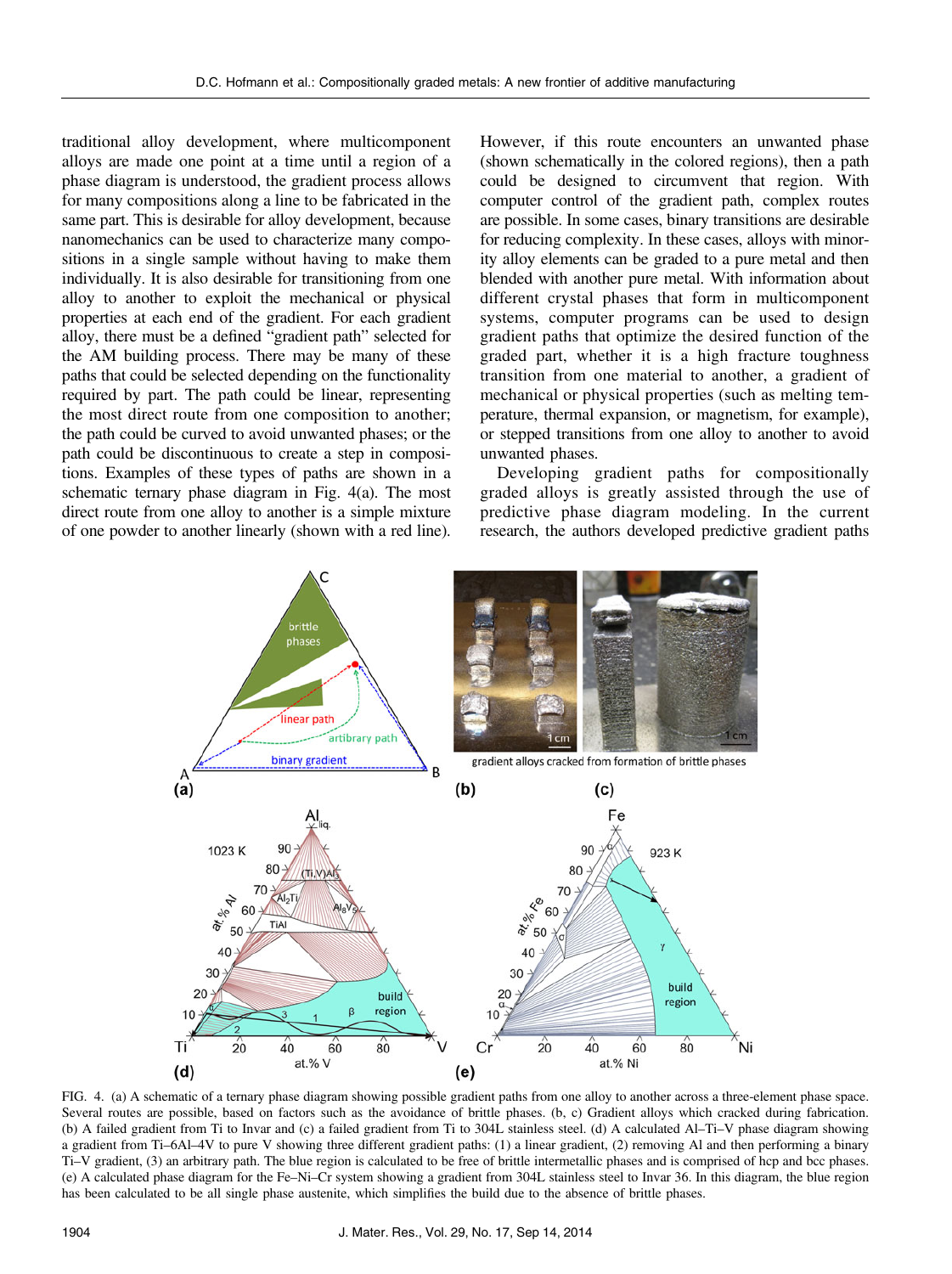traditional alloy development, where multicomponent alloys are made one point at a time until a region of a phase diagram is understood, the gradient process allows for many compositions along a line to be fabricated in the same part. This is desirable for alloy development, because nanomechanics can be used to characterize many compositions in a single sample without having to make them individually. It is also desirable for transitioning from one alloy to another to exploit the mechanical or physical properties at each end of the gradient. For each gradient alloy, there must be a defined "gradient path" selected for the AM building process. There may be many of these paths that could be selected depending on the functionality required by part. The path could be linear, representing the most direct route from one composition to another; the path could be curved to avoid unwanted phases; or the path could be discontinuous to create a step in compositions. Examples of these types of paths are shown in a schematic ternary phase diagram in Fig. 4(a). The most direct route from one alloy to another is a simple mixture of one powder to another linearly (shown with a red line). However, if this route encounters an unwanted phase (shown schematically in the colored regions), then a path could be designed to circumvent that region. With computer control of the gradient path, complex routes are possible. In some cases, binary transitions are desirable for reducing complexity. In these cases, alloys with minority alloy elements can be graded to a pure metal and then blended with another pure metal. With information about different crystal phases that form in multicomponent systems, computer programs can be used to design gradient paths that optimize the desired function of the graded part, whether it is a high fracture toughness transition from one material to another, a gradient of mechanical or physical properties (such as melting temperature, thermal expansion, or magnetism, for example), or stepped transitions from one alloy to another to avoid unwanted phases.

Developing gradient paths for compositionally graded alloys is greatly assisted through the use of predictive phase diagram modeling. In the current research, the authors developed predictive gradient paths

FIG. 4. (a) A schematic of a ternary phase diagram showing possible gradient paths from one alloy to another across a three-element phase space. Several routes are possible, based on factors such as the avoidance of brittle phases. (b, c) Gradient alloys which cracked during fabrication. (b) A failed gradient from Ti to Invar and (c) a failed gradient from Ti to 304L stainless steel. (d) A calculated Al–Ti–V phase diagram showing a gradient from Ti–6Al–4V to pure V showing three different gradient paths: (1) a linear gradient, (2) removing Al and then performing a binary Ti–V gradient, (3) an arbitrary path. The blue region is calculated to be free of brittle intermetallic phases and is comprised of hcp and bcc phases. (e) A calculated phase diagram for the Fe–Ni–Cr system showing a gradient from 304L stainless steel to Invar 36. In this diagram, the blue region has been calculated to be all single phase austenite, which simplifies the build due to the absence of brittle phases.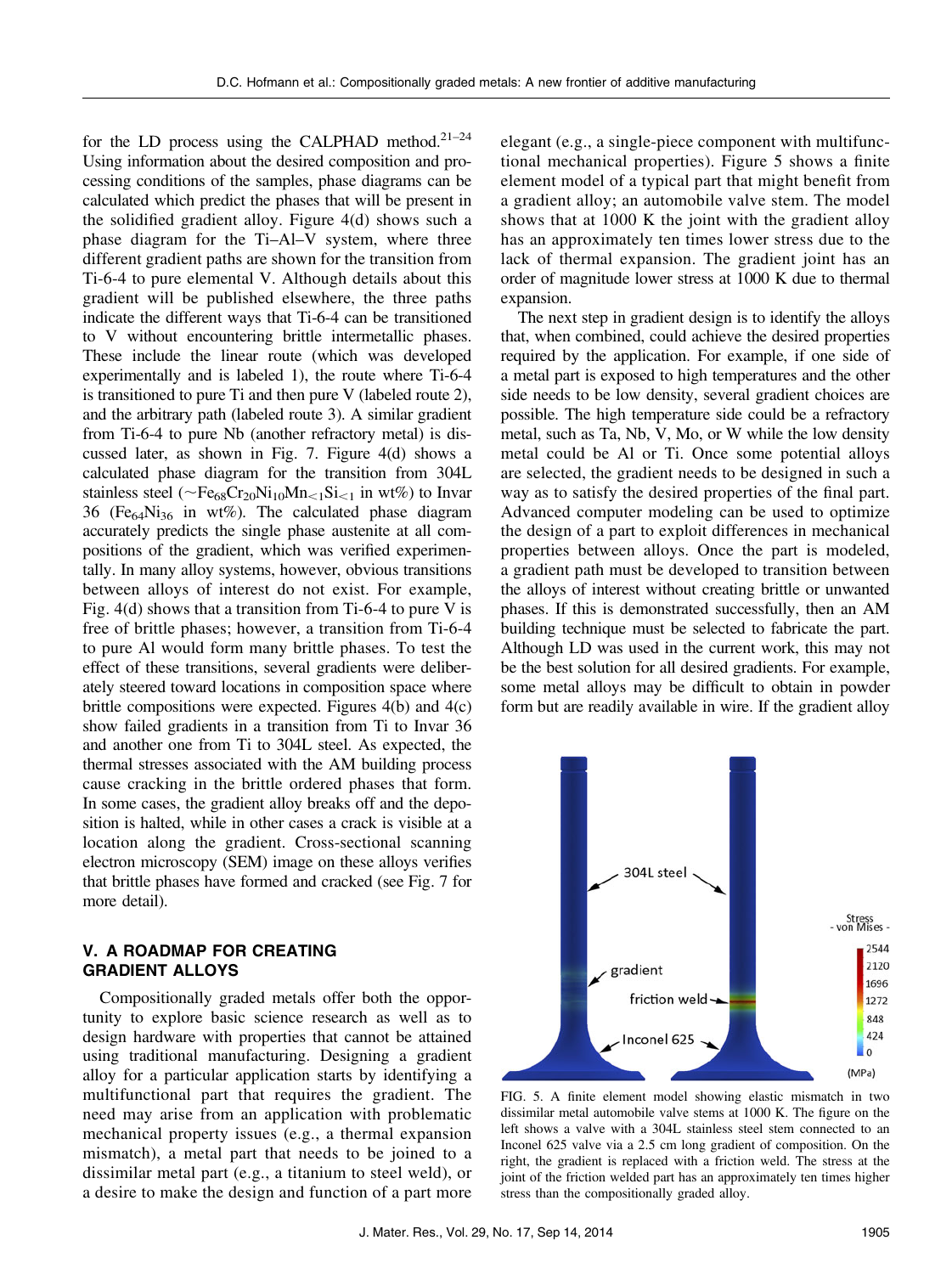for the LD process using the CALPHAD method.[21–24] Using information about the desired composition and processing conditions of the samples, phase diagrams can be calculated which predict the phases that will be present in the solidified gradient alloy. Figure 4(d) shows such a phase diagram for the Ti–Al–V system, where three different gradient paths are shown for the transition from Ti-6-4 to pure elemental V. Although details about this gradient will be published elsewhere, the three paths indicate the different ways that Ti-6-4 can be transitioned to V without encountering brittle intermetallic phases. These include the linear route (which was developed experimentally and is labeled 1), the route where Ti-6-4 is transitioned to pure Ti and then pure V (labeled route 2), and the arbitrary path (labeled route 3). A similar gradient from Ti-6-4 to pure Nb (another refractory metal) is discussed later, as shown in Fig. 7. Figure 4(d) shows a calculated phase diagram for the transition from 304L stainless steel (~$Fe_{68}Cr_{20}Ni_{10}Mn_{<1}Si_{<1}$ in wt%) to Invar 36 ($Fe_{64}Ni_{36}$ in wt%). The calculated phase diagram accurately predicts the single phase austenite at all compositions of the gradient, which was verified experimentally. In many alloy systems, however, obvious transitions between alloys of interest do not exist. For example, Fig. 4(d) shows that a transition from Ti-6-4 to pure V is free of brittle phases; however, a transition from Ti-6-4 to pure Al would form many brittle phases. To test the effect of these transitions, several gradients were deliberately steered toward locations in composition space where brittle compositions were expected. Figures 4(b) and 4(c) show failed gradients in a transition from Ti to Invar 36 and another one from Ti to 304L steel. As expected, the thermal stresses associated with the AM building process cause cracking in the brittle ordered phases that form. In some cases, the gradient alloy breaks off and the deposition is halted, while in other cases a crack is visible at a location along the gradient. Cross-sectional scanning electron microscopy (SEM) image on these alloys verifies that brittle phases have formed and cracked (see Fig. 7 for more detail).

## V. A ROADMAP FOR CREATING GRADIENT ALLOYS

Compositionally graded metals offer both the opportunity to explore basic science research as well as to design hardware with properties that cannot be attained using traditional manufacturing. Designing a gradient alloy for a particular application starts by identifying a multifunctional part that requires the gradient. The need may arise from an application with problematic mechanical property issues (e.g., a thermal expansion mismatch), a metal part that needs to be joined to a dissimilar metal part (e.g., a titanium to steel weld), or a desire to make the design and function of a part more elegant (e.g., a single-piece component with multifunctional mechanical properties). Figure 5 shows a finite element model of a typical part that might benefit from a gradient alloy; an automobile valve stem. The model shows that at 1000 K the joint with the gradient alloy has an approximately ten times lower stress due to the lack of thermal expansion. The gradient joint has an order of magnitude lower stress at 1000 K due to thermal expansion.

The next step in gradient design is to identify the alloys that, when combined, could achieve the desired properties required by the application. For example, if one side of a metal part is exposed to high temperatures and the other side needs to be low density, several gradient choices are possible. The high temperature side could be a refractory metal, such as Ta, Nb, V, Mo, or W while the low density metal could be Al or Ti. Once some potential alloys are selected, the gradient needs to be designed in such a way as to satisfy the desired properties of the final part. Advanced computer modeling can be used to optimize the design of a part to exploit differences in mechanical properties between alloys. Once the part is modeled, a gradient path must be developed to transition between the alloys of interest without creating brittle or unwanted phases. If this is demonstrated successfully, then an AM building technique must be selected to fabricate the part. Although LD was used in the current work, this may not be the best solution for all desired gradients. For example, some metal alloys may be difficult to obtain in powder form but are readily available in wire. If the gradient alloy

FIG. 5. A finite element model showing elastic mismatch in two dissimilar metal automobile valve stems at 1000 K. The figure on the left shows a valve with a 304L stainless steel stem connected to an Inconel 625 valve via a 2.5 cm long gradient of composition. On the right, the gradient is replaced with a friction weld. The stress at the joint of the friction welded part has an approximately ten times higher stress than the compositionally graded alloy.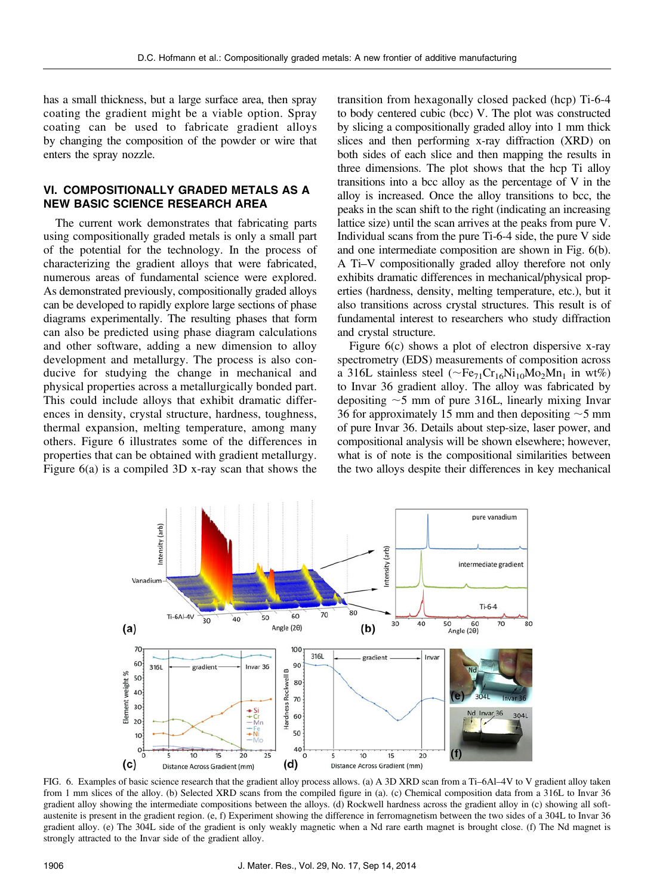has a small thickness, but a large surface area, then spray coating the gradient might be a viable option. Spray coating can be used to fabricate gradient alloys by changing the composition of the powder or wire that enters the spray nozzle.

## VI. COMPOSITIONALLY GRADED METALS AS A NEW BASIC SCIENCE RESEARCH AREA

The current work demonstrates that fabricating parts using compositionally graded metals is only a small part of the potential for the technology. In the process of characterizing the gradient alloys that were fabricated, numerous areas of fundamental science were explored. As demonstrated previously, compositionally graded alloys can be developed to rapidly explore large sections of phase diagrams experimentally. The resulting phases that form can also be predicted using phase diagram calculations and other software, adding a new dimension to alloy development and metallurgy. The process is also conducive for studying the change in mechanical and physical properties across a metallurgically bonded part. This could include alloys that exhibit dramatic differences in density, crystal structure, hardness, toughness, thermal expansion, melting temperature, among many others. Figure 6 illustrates some of the differences in properties that can be obtained with gradient metallurgy. Figure 6(a) is a compiled 3D x-ray scan that shows the transition from hexagonally closed packed (hcp) Ti-6-4 to body centered cubic (bcc) V. The plot was constructed by slicing a compositionally graded alloy into 1 mm thick slices and then performing x-ray diffraction (XRD) on both sides of each slice and then mapping the results in three dimensions. The plot shows that the hcp Ti alloy transitions into a bcc alloy as the percentage of V in the alloy is increased. Once the alloy transitions to bcc, the peaks in the scan shift to the right (indicating an increasing lattice size) until the scan arrives at the peaks from pure V. Individual scans from the pure Ti-6-4 side, the pure V side and one intermediate composition are shown in Fig. 6(b). A Ti–V compositionally graded alloy therefore not only exhibits dramatic differences in mechanical/physical properties (hardness, density, melting temperature, etc.), but it also transitions across crystal structures. This result is of fundamental interest to researchers who study diffraction and crystal structure.

Figure 6(c) shows a plot of electron dispersive x-ray spectrometry (EDS) measurements of composition across a 316L stainless steel ($\sim Fe_{71}Cr_{16}Ni_{10}Mo_2Mn_1$ in wt%) to Invar 36 gradient alloy. The alloy was fabricated by depositing ~5 mm of pure 316L, linearly mixing Invar 36 for approximately 15 mm and then depositing ~5 mm of pure Invar 36. Details about step-size, laser power, and compositional analysis will be shown elsewhere; however, what is of note is the compositional similarities between the two alloys despite their differences in key mechanical

FIG. 6. Examples of basic science research that the gradient alloy process allows. (a) A 3D XRD scan from a Ti–6Al–4V to V gradient alloy taken from 1 mm slices of the alloy. (b) Selected XRD scans from the compiled figure in (a). (c) Chemical composition data from a 316L to Invar 36 gradient alloy showing the intermediate compositions between the alloys. (d) Rockwell hardness across the gradient alloy in (c) showing all soft-austenite is present in the gradient region. (e, f) Experiment showing the difference in ferromagnetism between the two sides of a 304L to Invar 36 gradient alloy. (e) The 304L side of the gradient is only weakly magnetic when a Nd rare earth magnet is brought close. (f) The Nd magnet is strongly attracted to the Invar side of the gradient alloy.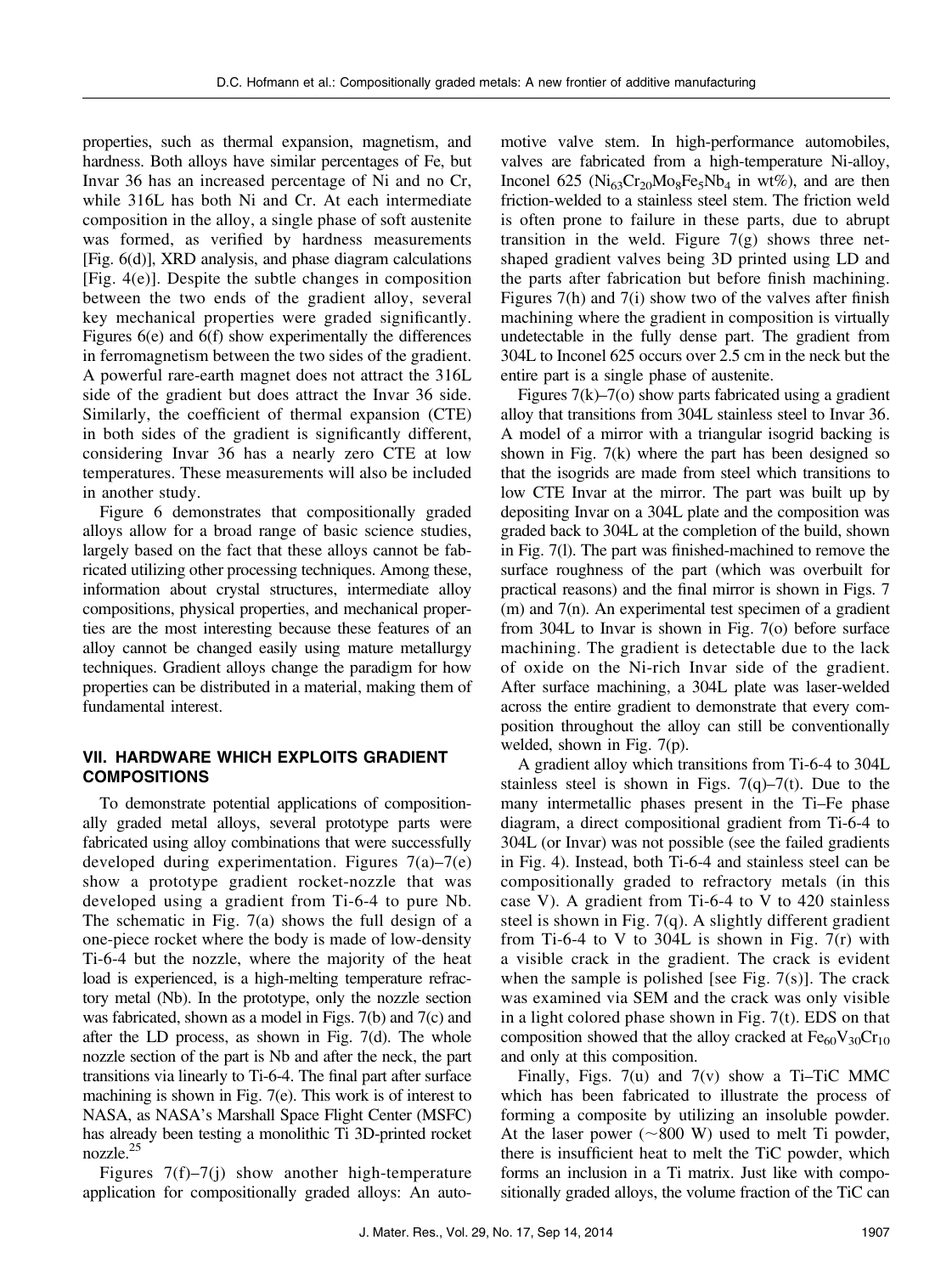properties, such as thermal expansion, magnetism, and hardness. Both alloys have similar percentages of Fe, but Invar 36 has an increased percentage of Ni and no Cr, while 316L has both Ni and Cr. At each intermediate composition in the alloy, a single phase of soft austenite was formed, as verified by hardness measurements [Fig. 6(d)], XRD analysis, and phase diagram calculations [Fig. 4(e)]. Despite the subtle changes in composition between the two ends of the gradient alloy, several key mechanical properties were graded significantly. Figures 6(e) and 6(f) show experimentally the differences in ferromagnetism between the two sides of the gradient. A powerful rare-earth magnet does not attract the 316L side of the gradient but does attract the Invar 36 side. Similarly, the coefficient of thermal expansion (CTE) in both sides of the gradient is significantly different, considering Invar 36 has a nearly zero CTE at low temperatures. These measurements will also be included in another study.

Figure 6 demonstrates that compositionally graded alloys allow for a broad range of basic science studies, largely based on the fact that these alloys cannot be fabricated utilizing other processing techniques. Among these, information about crystal structures, intermediate alloy compositions, physical properties, and mechanical properties are the most interesting because these features of an alloy cannot be changed easily using mature metallurgy techniques. Gradient alloys change the paradigm for how properties can be distributed in a material, making them of fundamental interest.

## VII. HARDWARE WHICH EXPLOITS GRADIENT COMPOSITIONS

To demonstrate potential applications of compositionally graded metal alloys, several prototype parts were fabricated using alloy combinations that were successfully developed during experimentation. Figures 7(a)–7(e) show a prototype gradient rocket-nozzle that was developed using a gradient from Ti-6-4 to pure Nb. The schematic in Fig. 7(a) shows the full design of a one-piece rocket where the body is made of low-density Ti-6-4 but the nozzle, where the majority of the heat load is experienced, is a high-melting temperature refractory metal (Nb). In the prototype, only the nozzle section was fabricated, shown as a model in Figs. 7(b) and 7(c) and after the LD process, as shown in Fig. 7(d). The whole nozzle section of the part is Nb and after the neck, the part transitions via linearly to Ti-6-4. The final part after surface machining is shown in Fig. 7(e). This work is of interest to NASA, as NASA's Marshall Space Flight Center (MSFC) has already been testing a monolithic Ti 3D-printed rocket nozzle.[25]

Figures 7(f)–7(j) show another high-temperature application for compositionally graded alloys: An automotive valve stem. In high-performance automobiles, valves are fabricated from a high-temperature Ni-alloy, Inconel 625 ($Ni_{63}Cr_{20}Mo_8Fe_5Nb_4$ in wt%), and are then friction-welded to a stainless steel stem. The friction weld is often prone to failure in these parts, due to abrupt transition in the weld. Figure 7(g) shows three net-shaped gradient valves being 3D printed using LD and the parts after fabrication but before finish machining. Figures 7(h) and 7(i) show two of the valves after finish machining where the gradient in composition is virtually undetectable in the fully dense part. The gradient from 304L to Inconel 625 occurs over 2.5 cm in the neck but the entire part is a single phase of austenite.

Figures 7(k)–7(o) show parts fabricated using a gradient alloy that transitions from 304L stainless steel to Invar 36. A model of a mirror with a triangular isogrid backing is shown in Fig. 7(k) where the part has been designed so that the isogrids are made from steel which transitions to low CTE Invar at the mirror. The part was built up by depositing Invar on a 304L plate and the composition was graded back to 304L at the completion of the build, shown in Fig. 7(l). The part was finished-machined to remove the surface roughness of the part (which was overbuilt for practical reasons) and the final mirror is shown in Figs. 7(m) and 7(n). An experimental test specimen of a gradient from 304L to Invar is shown in Fig. 7(o) before surface machining. The gradient is detectable due to the lack of oxide on the Ni-rich Invar side of the gradient. After surface machining, a 304L plate was laser-welded across the entire gradient to demonstrate that every composition throughout the alloy can still be conventionally welded, shown in Fig. 7(p).

A gradient alloy which transitions from Ti-6-4 to 304L stainless steel is shown in Figs. 7(q)–7(t). Due to the many intermetallic phases present in the Ti–Fe phase diagram, a direct compositional gradient from Ti-6-4 to 304L (or Invar) was not possible (see the failed gradients in Fig. 4). Instead, both Ti-6-4 and stainless steel can be compositionally graded to refractory metals (in this case V). A gradient from Ti-6-4 to V to 420 stainless steel is shown in Fig. 7(q). A slightly different gradient from Ti-6-4 to V to 304L is shown in Fig. 7(r) with a visible crack in the gradient. The crack is evident when the sample is polished [see Fig. 7(s)]. The crack was examined via SEM and the crack was only visible in a light colored phase shown in Fig. 7(t). EDS on that composition showed that the alloy cracked at $Fe_{60}V_{30}Cr_{10}$ and only at this composition.

Finally, Figs. 7(u) and 7(v) show a Ti–TiC MMC which has been fabricated to illustrate the process of forming a composite by utilizing an insoluble powder. At the laser power (~800 W) used to melt Ti powder, there is insufficient heat to melt the TiC powder, which forms an inclusion in a Ti matrix. Just like with compositionally graded alloys, the volume fraction of the TiC can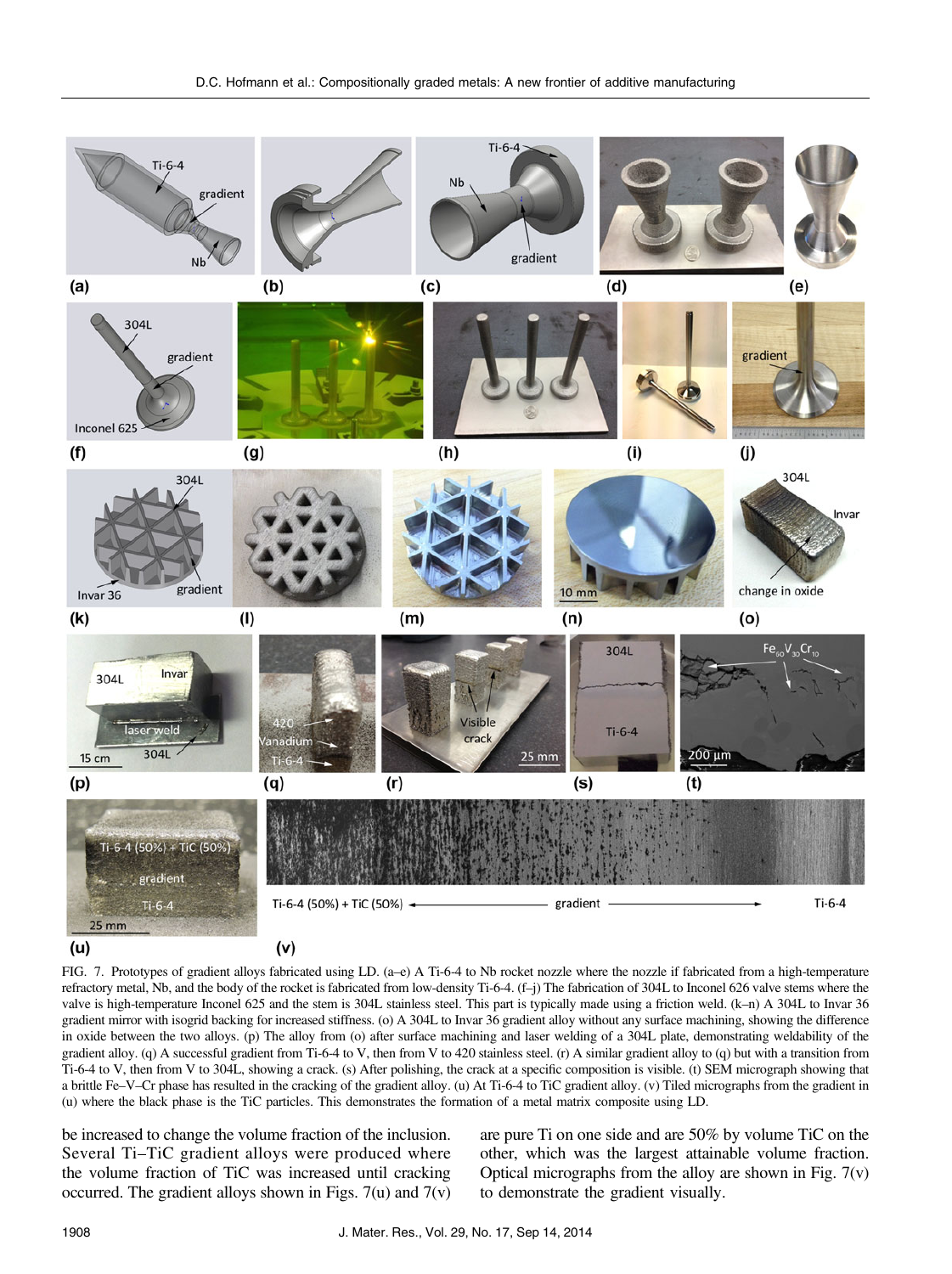FIG. 7. Prototypes of gradient alloys fabricated using LD. (a–e) A Ti-6-4 to Nb rocket nozzle where the nozzle if fabricated from a high-temperature refractory metal, Nb, and the body of the rocket is fabricated from low-density Ti-6-4. (f–j) The fabrication of 304L to Inconel 626 valve stems where the valve is high-temperature Inconel 625 and the stem is 304L stainless steel. This part is typically made using a friction weld. (k–n) A 304L to Invar 36 gradient mirror with isogrid backing for increased stiffness. (o) A 304L to Invar 36 gradient alloy without any surface machining, showing the difference in oxide between the two alloys. (p) The alloy from (o) after surface machining and laser welding of a 304L plate, demonstrating weldability of the gradient alloy. (q) A successful gradient from Ti-6-4 to V, then from V to 420 stainless steel. (r) A similar gradient alloy to (q) but with a transition from Ti-6-4 to V, then from V to 304L, showing a crack. (s) After polishing, the crack at a specific composition is visible. (t) SEM micrograph showing that a brittle Fe–V–Cr phase has resulted in the cracking of the gradient alloy. (u) At Ti-6-4 to TiC gradient alloy. (v) Tiled micrographs from the gradient in (u) where the black phase is the TiC particles. This demonstrates the formation of a metal matrix composite using LD.

be increased to change the volume fraction of the inclusion. Several Ti–TiC gradient alloys were produced where the volume fraction of TiC was increased until cracking occurred. The gradient alloys shown in Figs. 7(u) and 7(v) are pure Ti on one side and are 50% by volume TiC on the other, which was the largest attainable volume fraction. Optical micrographs from the alloy are shown in Fig. 7(v) to demonstrate the gradient visually.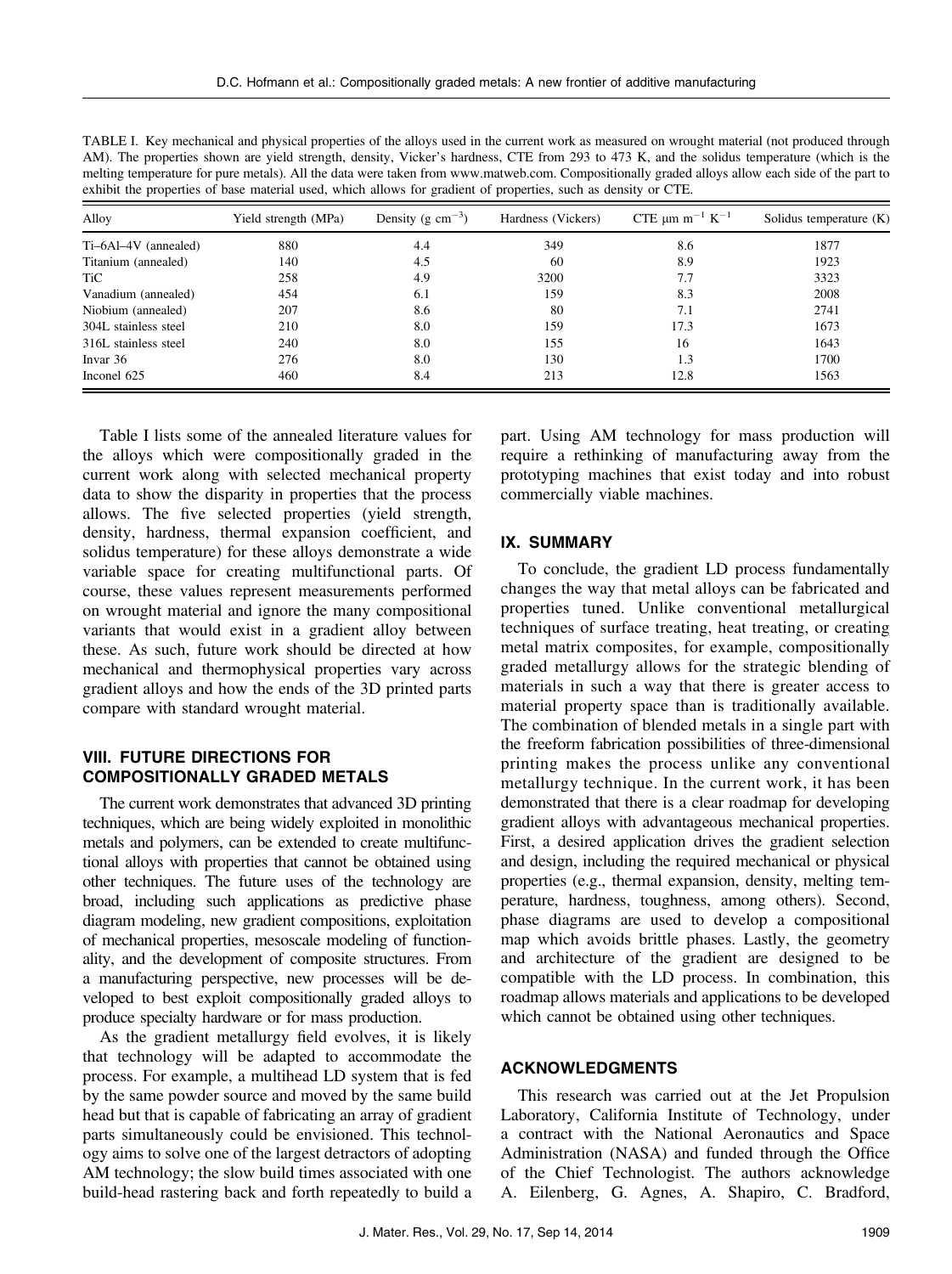TABLE I. Key mechanical and physical properties of the alloys used in the current work as measured on wrought material (not produced through AM). The properties shown are yield strength, density, Vicker's hardness, CTE from 293 to 473 K, and the solidus temperature (which is the melting temperature for pure metals). All the data were taken from www.matweb.com. Compositionally graded alloys allow each side of the part to exhibit the properties of base material used, which allows for gradient of properties, such as density or CTE.

| Alloy | Yield strength (MPa) | Density (g $cm^{-3}$) | Hardness (Vickers) | CTE μm $m^{-1}$ $K^{-1}$ | Solidus temperature (K) |
|---|---|---|---|---|---|
| Ti–6Al–4V (annealed) | 880 | 4.4 | 349 | 8.6 | 1877 |
| Titanium (annealed) | 140 | 4.5 | 60 | 8.9 | 1923 |
| TiC | 258 | 4.9 | 3200 | 7.7 | 3323 |
| Vanadium (annealed) | 454 | 6.1 | 159 | 8.3 | 2008 |
| Niobium (annealed) | 207 | 8.6 | 80 | 7.1 | 2741 |
| 304L stainless steel | 210 | 8.0 | 159 | 17.3 | 1673 |
| 316L stainless steel | 240 | 8.0 | 155 | 16 | 1643 |
| Invar 36 | 276 | 8.0 | 130 | 1.3 | 1700 |
| Inconel 625 | 460 | 8.4 | 213 | 12.8 | 1563 |

Table I lists some of the annealed literature values for the alloys which were compositionally graded in the current work along with selected mechanical property data to show the disparity in properties that the process allows. The five selected properties (yield strength, density, hardness, thermal expansion coefficient, and solidus temperature) for these alloys demonstrate a wide variable space for creating multifunctional parts. Of course, these values represent measurements performed on wrought material and ignore the many compositional variants that would exist in a gradient alloy between these. As such, future work should be directed at how mechanical and thermophysical properties vary across gradient alloys and how the ends of the 3D printed parts compare with standard wrought material.

## VIII. FUTURE DIRECTIONS FOR COMPOSITIONALLY GRADED METALS

The current work demonstrates that advanced 3D printing techniques, which are being widely exploited in monolithic metals and polymers, can be extended to create multifunctional alloys with properties that cannot be obtained using other techniques. The future uses of the technology are broad, including such applications as predictive phase diagram modeling, new gradient compositions, exploitation of mechanical properties, mesoscale modeling of functionality, and the development of composite structures. From a manufacturing perspective, new processes will be developed to best exploit compositionally graded alloys to produce specialty hardware or for mass production.

As the gradient metallurgy field evolves, it is likely that technology will be adapted to accommodate the process. For example, a multihead LD system that is fed by the same powder source and moved by the same build head but that is capable of fabricating an array of gradient parts simultaneously could be envisioned. This technology aims to solve one of the largest detractors of adopting AM technology; the slow build times associated with one build-head rastering back and forth repeatedly to build a part. Using AM technology for mass production will require a rethinking of manufacturing away from the prototyping machines that exist today and into robust commercially viable machines.

## IX. SUMMARY

To conclude, the gradient LD process fundamentally changes the way that metal alloys can be fabricated and properties tuned. Unlike conventional metallurgical techniques of surface treating, heat treating, or creating metal matrix composites, for example, compositionally graded metallurgy allows for the strategic blending of materials in such a way that there is greater access to material property space than is traditionally available. The combination of blended metals in a single part with the freeform fabrication possibilities of three-dimensional printing makes the process unlike any conventional metallurgy technique. In the current work, it has been demonstrated that there is a clear roadmap for developing gradient alloys with advantageous mechanical properties. First, a desired application drives the gradient selection and design, including the required mechanical or physical properties (e.g., thermal expansion, density, melting temperature, hardness, toughness, among others). Second, phase diagrams are used to develop a compositional map which avoids brittle phases. Lastly, the geometry and architecture of the gradient are designed to be compatible with the LD process. In combination, this roadmap allows materials and applications to be developed which cannot be obtained using other techniques.

## ACKNOWLEDGMENTS

This research was carried out at the Jet Propulsion Laboratory, California Institute of Technology, under a contract with the National Aeronautics and Space Administration (NASA) and funded through the Office of the Chief Technologist. The authors acknowledge A. Eilenberg, G. Agnes, A. Shapiro, C. Bradford,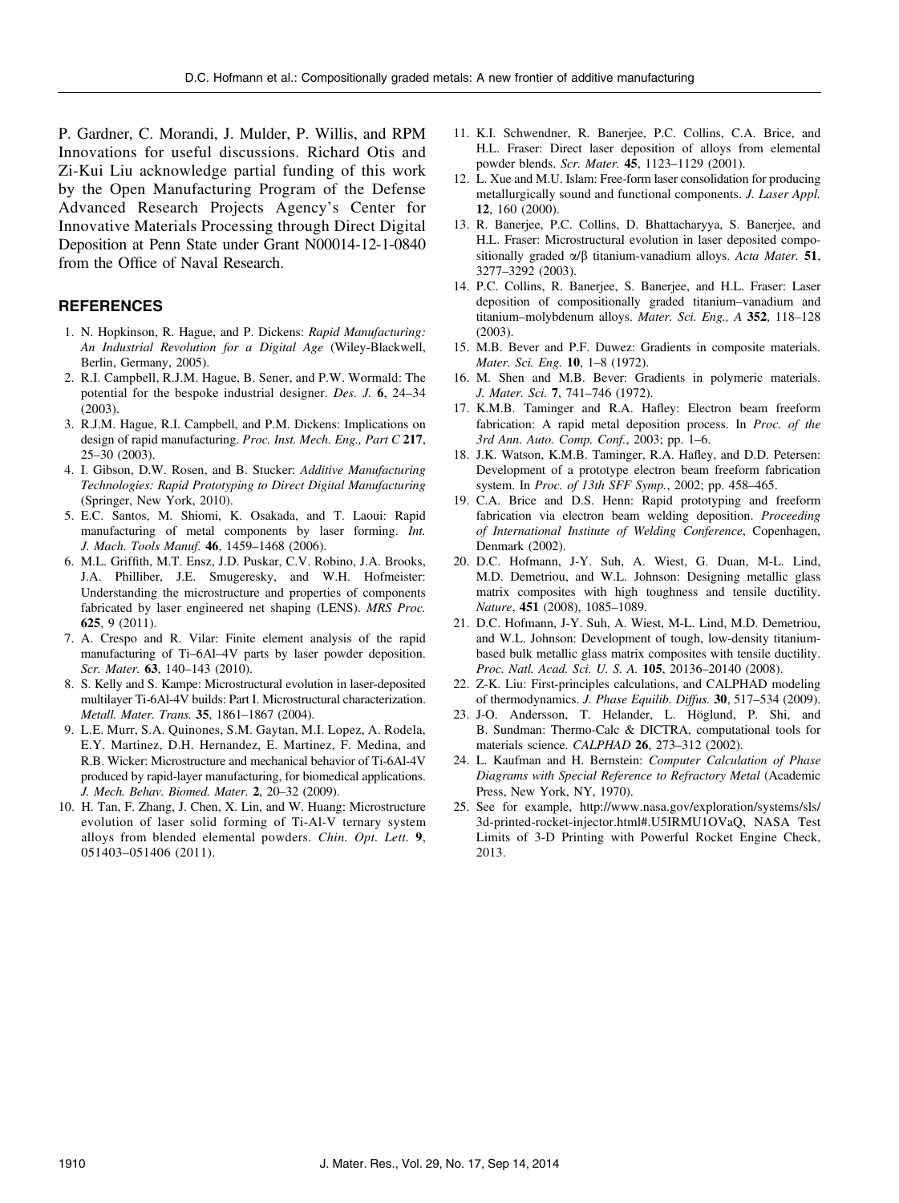P. Gardner, C. Morandi, J. Mulder, P. Willis, and RPM Innovations for useful discussions. Richard Otis and Zi-Kui Liu acknowledge partial funding of this work by the Open Manufacturing Program of the Defense Advanced Research Projects Agency's Center for Innovative Materials Processing through Direct Digital Deposition at Penn State under Grant N00014-12-1-0840 from the Office of Naval Research.

## REFERENCES

1. N. Hopkinson, R. Hague, and P. Dickens: *Rapid Manufacturing: An Industrial Revolution for a Digital Age* (Wiley-Blackwell, Berlin, Germany, 2005).
2. R.I. Campbell, R.J.M. Hague, B. Sener, and P.W. Wormald: The potential for the bespoke industrial designer. *Des. J.* **6**, 24–34 (2003).
3. R.J.M. Hague, R.I. Campbell, and P.M. Dickens: Implications on design of rapid manufacturing. *Proc. Inst. Mech. Eng., Part C* **217**, 25–30 (2003).
4. I. Gibson, D.W. Rosen, and B. Stucker: *Additive Manufacturing Technologies: Rapid Prototyping to Direct Digital Manufacturing* (Springer, New York, 2010).
5. E.C. Santos, M. Shiomi, K. Osakada, and T. Laoui: Rapid manufacturing of metal components by laser forming. *Int. J. Mach. Tools Manuf.* **46**, 1459–1468 (2006).
6. M.L. Griffith, M.T. Ensz, J.D. Puskar, C.V. Robino, J.A. Brooks, J.A. Philliber, J.E. Smugeresky, and W.H. Hofmeister: Understanding the microstructure and properties of components fabricated by laser engineered net shaping (LENS). *MRS Proc.* **625**, 9 (2011).
7. A. Crespo and R. Vilar: Finite element analysis of the rapid manufacturing of Ti–6Al–4V parts by laser powder deposition. *Scr. Mater.* **63**, 140–143 (2010).
8. S. Kelly and S. Kampe: Microstructural evolution in laser-deposited multilayer Ti-6Al-4V builds: Part I. Microstructural characterization. *Metall. Mater. Trans.* **35**, 1861–1867 (2004).
9. L.E. Murr, S.A. Quinones, S.M. Gaytan, M.I. Lopez, A. Rodela, E.Y. Martinez, D.H. Hernandez, E. Martinez, F. Medina, and R.B. Wicker: Microstructure and mechanical behavior of Ti-6Al-4V produced by rapid-layer manufacturing, for biomedical applications. *J. Mech. Behav. Biomed. Mater.* **2**, 20–32 (2009).
10. H. Tan, F. Zhang, J. Chen, X. Lin, and W. Huang: Microstructure evolution of laser solid forming of Ti-Al-V ternary system alloys from blended elemental powders. *Chin. Opt. Lett.* **9**, 051403–051406 (2011).
11. K.I. Schwendner, R. Banerjee, P.C. Collins, C.A. Brice, and H.L. Fraser: Direct laser deposition of alloys from elemental powder blends. *Scr. Mater.* **45**, 1123–1129 (2001).
12. L. Xue and M.U. Islam: Free-form laser consolidation for producing metallurgically sound and functional components. *J. Laser Appl.* **12**, 160 (2000).
13. R. Banerjee, P.C. Collins, D. Bhattacharyya, S. Banerjee, and H.L. Fraser: Microstructural evolution in laser deposited compositionally graded $\alpha/\beta$ titanium-vanadium alloys. *Acta Mater.* **51**, 3277–3292 (2003).
14. P.C. Collins, R. Banerjee, S. Banerjee, and H.L. Fraser: Laser deposition of compositionally graded titanium–vanadium and titanium–molybdenum alloys. *Mater. Sci. Eng., A* **352**, 118–128 (2003).
15. M.B. Bever and P.F. Duwez: Gradients in composite materials. *Mater. Sci. Eng.* **10**, 1–8 (1972).
16. M. Shen and M.B. Bever: Gradients in polymeric materials. *J. Mater. Sci.* **7**, 741–746 (1972).
17. K.M.B. Taminger and R.A. Hafley: Electron beam freeform fabrication: A rapid metal deposition process. In *Proc. of the 3rd Ann. Auto. Comp. Conf.*, 2003; pp. 1–6.
18. J.K. Watson, K.M.B. Taminger, R.A. Hafley, and D.D. Petersen: Development of a prototype electron beam freeform fabrication system. In *Proc. of 13th SFF Symp.*, 2002; pp. 458–465.
19. C.A. Brice and D.S. Henn: Rapid prototyping and freeform fabrication via electron beam welding deposition. *Proceeding of International Institute of Welding Conference*, Copenhagen, Denmark (2002).
20. D.C. Hofmann, J-Y. Suh, A. Wiest, G. Duan, M-L. Lind, M.D. Demetriou, and W.L. Johnson: Designing metallic glass matrix composites with high toughness and tensile ductility. *Nature*, **451** (2008), 1085–1089.
21. D.C. Hofmann, J-Y. Suh, A. Wiest, M-L. Lind, M.D. Demetriou, and W.L. Johnson: Development of tough, low-density titanium-based bulk metallic glass matrix composites with tensile ductility. *Proc. Natl. Acad. Sci. U. S. A.* **105**, 20136–20140 (2008).
22. Z-K. Liu: First-principles calculations, and CALPHAD modeling of thermodynamics. *J. Phase Equilib. Diffus.* **30**, 517–534 (2009).
23. J-O. Andersson, T. Helander, L. Höglund, P. Shi, and B. Sundman: Thermo-Calc & DICTRA, computational tools for materials science. *CALPHAD* **26**, 273–312 (2002).
24. L. Kaufman and H. Bernstein: *Computer Calculation of Phase Diagrams with Special Reference to Refractory Metal* (Academic Press, New York, NY, 1970).
25. See for example, http://www.nasa.gov/exploration/systems/sls/3d-printed-rocket-injector.html#.U5IRMU1OVaQ, NASA Test Limits of 3-D Printing with Powerful Rocket Engine Check, 2013.